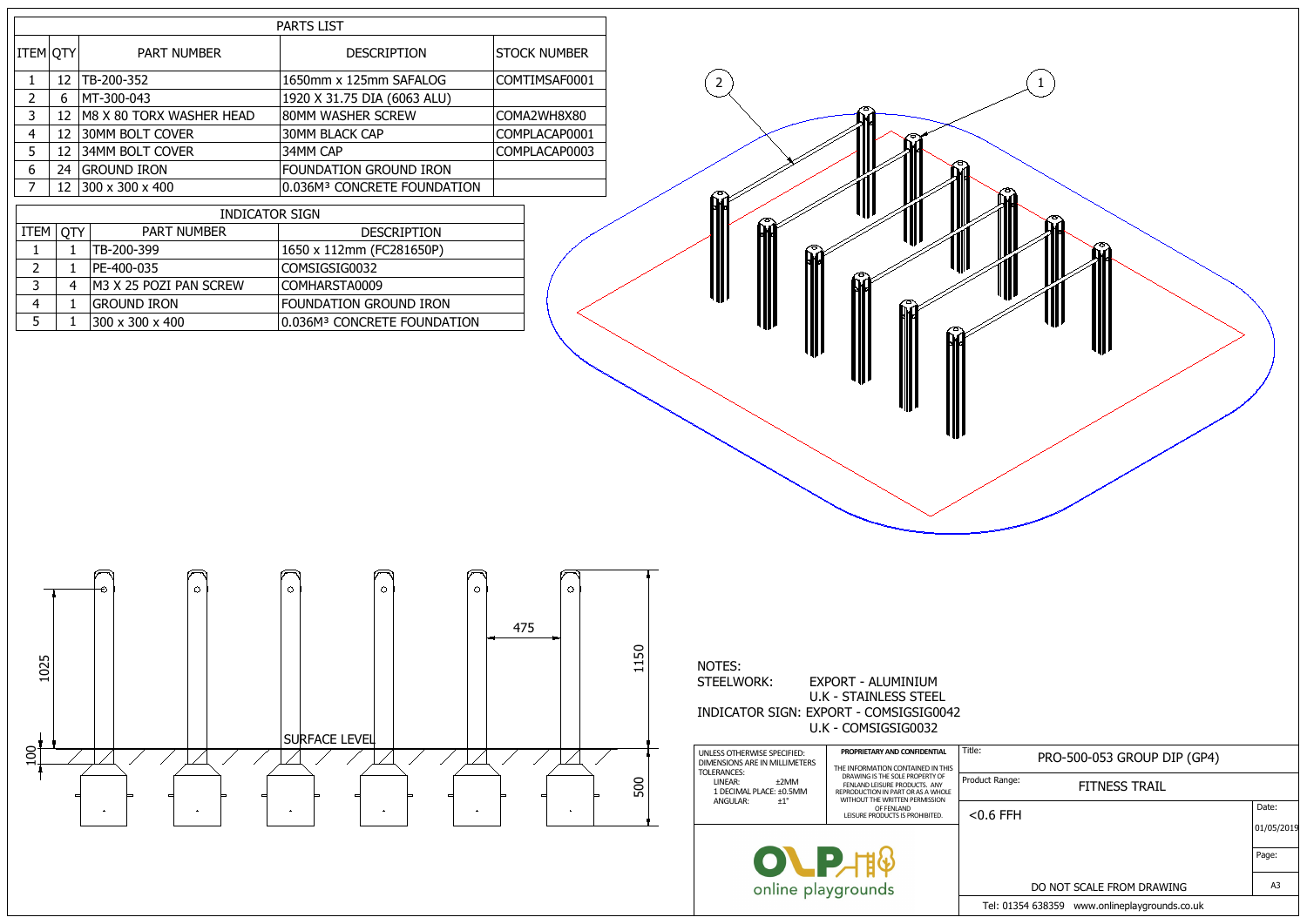## PARTS LIST

| ITEM | QTY | PART NUMBER | DESCRIPTION | STOCK NUMBER |
|---|---|---|---|---|
| 1 | 12 | TB-200-352 | 1650mm x 125mm SAFALOG | COMTIMSAF0001 |
| 2 | 6 | MT-300-043 | 1920 X 31.75 DIA (6063 ALU) | |
| 3 | 12 | M8 X 80 TORX WASHER HEAD | 80MM WASHER SCREW | COMA2WH8X80 |
| 4 | 12 | 30MM BOLT COVER | 30MM BLACK CAP | COMPLACAP0001 |
| 5 | 12 | 34MM BOLT COVER | 34MM CAP | COMPLACAP0003 |
| 6 | 24 | GROUND IRON | FOUNDATION GROUND IRON | |
| 7 | 12 | 300 x 300 x 400 | 0.036M³ CONCRETE FOUNDATION | |

## INDICATOR SIGN

| ITEM | QTY | PART NUMBER | DESCRIPTION |
|---|---|---|---|
| 1 | 1 | TB-200-399 | 1650 x 112mm (FC281650P) |
| 2 | 1 | PE-400-035 | COMSIGSIG0032 |
| 3 | 4 | M3 X 25 POZI PAN SCREW | COMHARSTA0009 |
| 4 | 1 | GROUND IRON | FOUNDATION GROUND IRON |
| 5 | 1 | 300 x 300 x 400 | 0.036M³ CONCRETE FOUNDATION |

2

1

1025

100

475

1150

500

SURFACE LEVEL

NOTES:
STEELWORK: EXPORT - ALUMINIUM
U.K - STAINLESS STEEL
INDICATOR SIGN: EXPORT - COMSIGSIG0042
U.K - COMSIGSIG0032

UNLESS OTHERWISE SPECIFIED:
DIMENSIONS ARE IN MILLIMETERS
TOLERANCES:
LINEAR: ±2MM
1 DECIMAL PLACE: ±0.5MM
ANGULAR: ±1°

**PROPRIETARY AND CONFIDENTIAL**

THE INFORMATION CONTAINED IN THIS DRAWING IS THE SOLE PROPERTY OF FENLAND LEISURE PRODUCTS. ANY REPRODUCTION IN PART OR AS A WHOLE WITHOUT THE WRITTEN PERMISSION OF FENLAND LEISURE PRODUCTS IS PROHIBITED.

Title: PRO-500-053 GROUP DIP (GP4)

Product Range: FITNESS TRAIL

<0.6 FFH

Date: 01/05/2019

Page:

A3

DO NOT SCALE FROM DRAWING

online playgrounds

Tel: 01354 638359 www.onlineplaygrounds.co.uk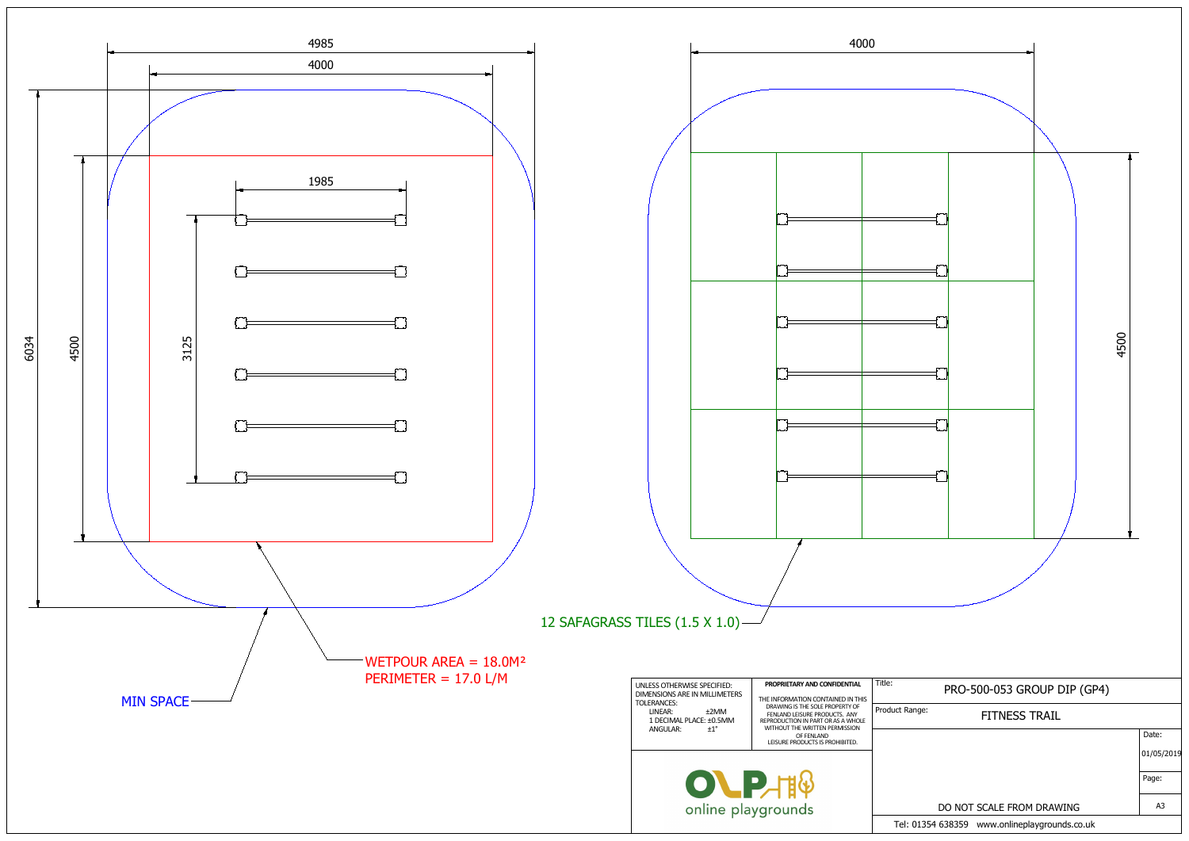4985

4000

1985

6034

4500

3125

WETPOUR AREA = 18.0M²
PERIMETER = 17.0 L/M

MIN SPACE

4000

4500

12 SAFAGRASS TILES (1.5 X 1.0)

UNLESS OTHERWISE SPECIFIED:
DIMENSIONS ARE IN MILLIMETERS
TOLERANCES:
LINEAR: ±2MM
1 DECIMAL PLACE: ±0.5MM
ANGULAR: ±1°

**PROPRIETARY AND CONFIDENTIAL**

THE INFORMATION CONTAINED IN THIS DRAWING IS THE SOLE PROPERTY OF FENLAND LEISURE PRODUCTS. ANY REPRODUCTION IN PART OR AS A WHOLE WITHOUT THE WRITTEN PERMISSION OF FENLAND LEISURE PRODUCTS IS PROHIBITED.

online playgrounds

| | |
|---|---|
| Title: | PRO-500-053 GROUP DIP (GP4) |
| Product Range: | FITNESS TRAIL |
| Date: | 01/05/2019 |
| Page: | A3 |

DO NOT SCALE FROM DRAWING

Tel: 01354 638359 www.onlineplaygrounds.co.uk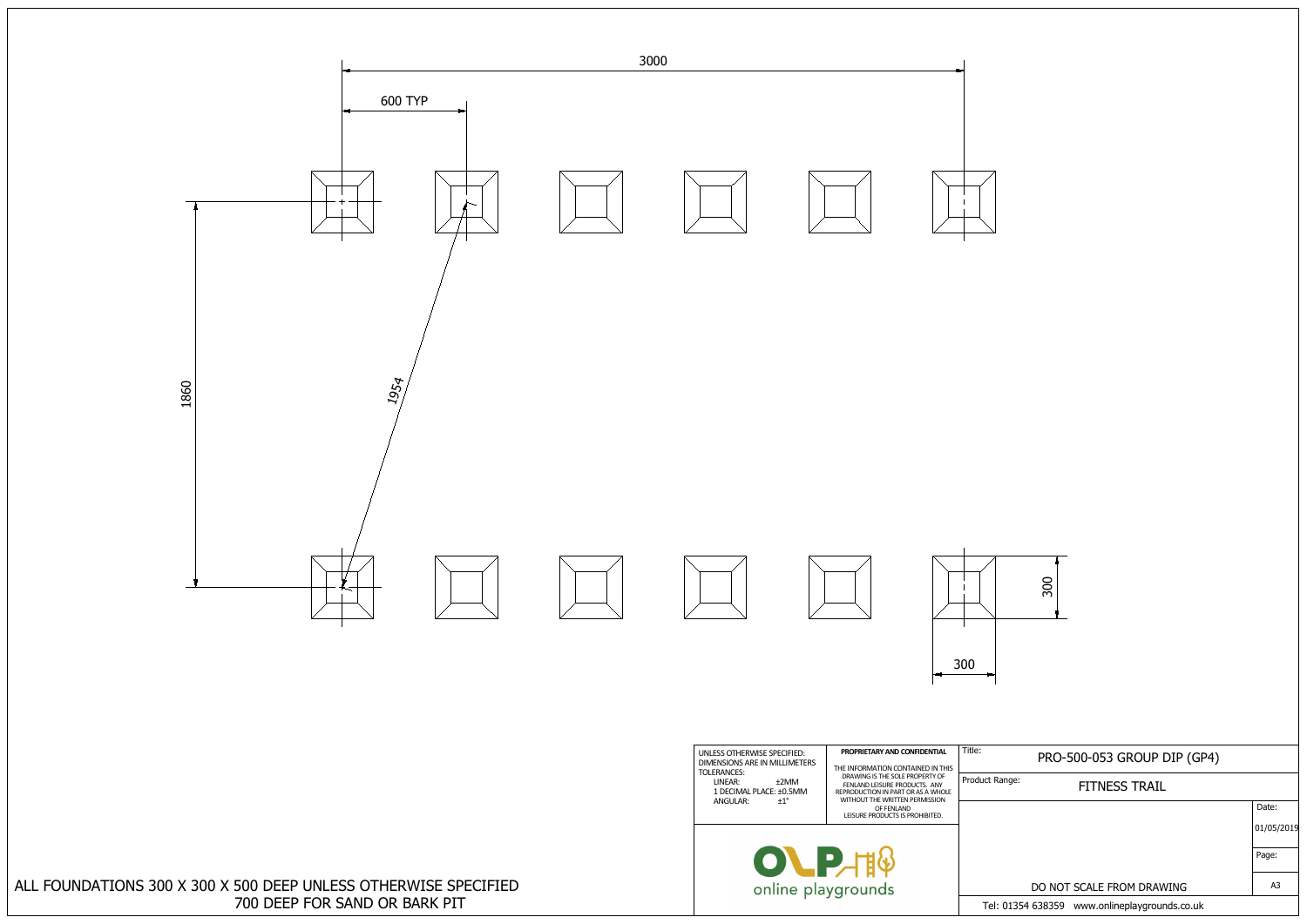3000

600 TYP

1860

1954

300

300

ALL FOUNDATIONS 300 X 300 X 500 DEEP UNLESS OTHERWISE SPECIFIED
700 DEEP FOR SAND OR BARK PIT

UNLESS OTHERWISE SPECIFIED:
DIMENSIONS ARE IN MILLIMETERS
TOLERANCES:
LINEAR: ±2MM
1 DECIMAL PLACE: ±0.5MM
ANGULAR: ±1°

**PROPRIETARY AND CONFIDENTIAL**

THE INFORMATION CONTAINED IN THIS DRAWING IS THE SOLE PROPERTY OF FENLAND LEISURE PRODUCTS. ANY REPRODUCTION IN PART OR AS A WHOLE WITHOUT THE WRITTEN PERMISSION OF FENLAND LEISURE PRODUCTS IS PROHIBITED.

online playgrounds

Title: PRO-500-053 GROUP DIP (GP4)

Product Range: FITNESS TRAIL

Date: 01/05/2019

Page: A3

DO NOT SCALE FROM DRAWING

Tel: 01354 638359 www.onlineplaygrounds.co.uk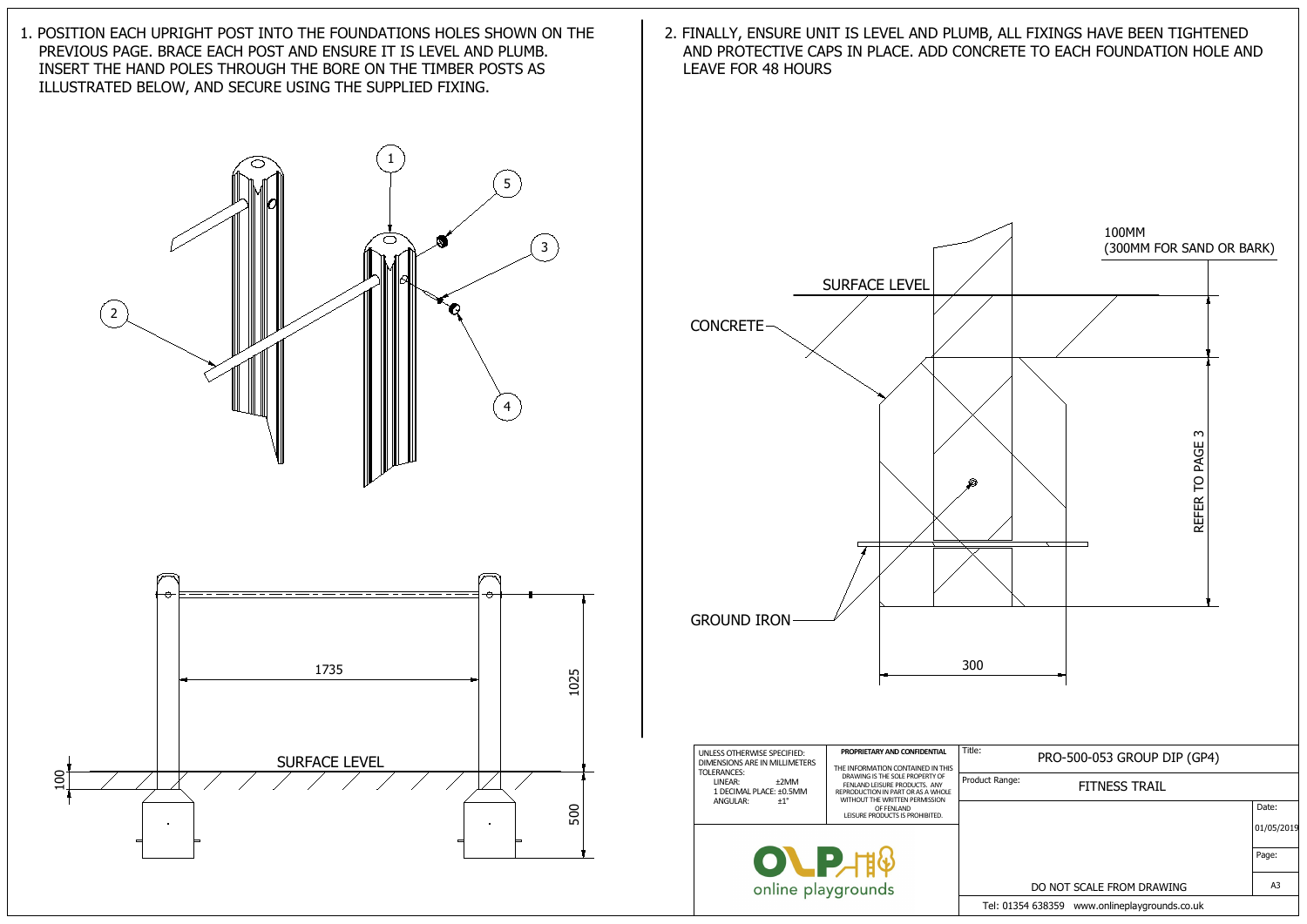1. POSITION EACH UPRIGHT POST INTO THE FOUNDATIONS HOLES SHOWN ON THE PREVIOUS PAGE. BRACE EACH POST AND ENSURE IT IS LEVEL AND PLUMB. INSERT THE HAND POLES THROUGH THE BORE ON THE TIMBER POSTS AS ILLUSTRATED BELOW, AND SECURE USING THE SUPPLIED FIXING.

1

2

3

4

5

1735

1025

SURFACE LEVEL

100

500

2. FINALLY, ENSURE UNIT IS LEVEL AND PLUMB, ALL FIXINGS HAVE BEEN TIGHTENED AND PROTECTIVE CAPS IN PLACE. ADD CONCRETE TO EACH FOUNDATION HOLE AND LEAVE FOR 48 HOURS

SURFACE LEVEL

100MM
(300MM FOR SAND OR BARK)

CONCRETE

REFER TO PAGE 3

GROUND IRON

300

| | |
|---|---|
| UNLESS OTHERWISE SPECIFIED: DIMENSIONS ARE IN MILLIMETERS TOLERANCES: LINEAR: ±2MM 1 DECIMAL PLACE: ±0.5MM ANGULAR: ±1° | **PROPRIETARY AND CONFIDENTIAL** THE INFORMATION CONTAINED IN THIS DRAWING IS THE SOLE PROPERTY OF FENLAND LEISURE PRODUCTS. ANY REPRODUCTION IN PART OR AS A WHOLE WITHOUT THE WRITTEN PERMISSION OF FENLAND LEISURE PRODUCTS IS PROHIBITED. |

online playgrounds

Title: PRO-500-053 GROUP DIP (GP4)

Product Range: FITNESS TRAIL

Date: 01/05/2019

Page:

A3

DO NOT SCALE FROM DRAWING

Tel: 01354 638359 www.onlineplaygrounds.co.uk